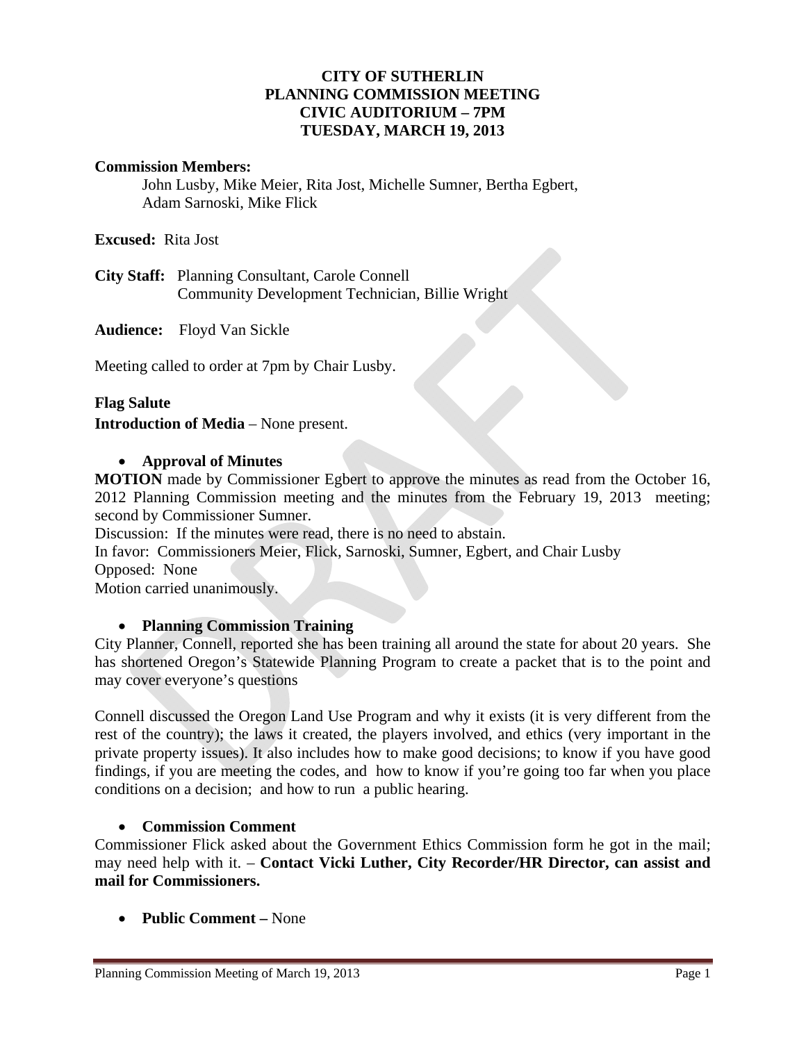# CITY OF SUTHERLIN
## PLANNING COMMISSION MEETING
## CIVIC AUDITORIUM – 7PM
## TUESDAY, MARCH 19, 2013

**Commission Members:**
John Lusby, Mike Meier, Rita Jost, Michelle Sumner, Bertha Egbert, Adam Sarnoski, Mike Flick

**Excused:** Rita Jost

**City Staff:** Planning Consultant, Carole Connell
Community Development Technician, Billie Wright

**Audience:** Floyd Van Sickle

Meeting called to order at 7pm by Chair Lusby.

**Flag Salute**

**Introduction of Media** – None present.

- **Approval of Minutes**

**MOTION** made by Commissioner Egbert to approve the minutes as read from the October 16, 2012 Planning Commission meeting and the minutes from the February 19, 2013 meeting; second by Commissioner Sumner.
Discussion: If the minutes were read, there is no need to abstain.
In favor: Commissioners Meier, Flick, Sarnoski, Sumner, Egbert, and Chair Lusby
Opposed: None
Motion carried unanimously.

- **Planning Commission Training**

City Planner, Connell, reported she has been training all around the state for about 20 years. She has shortened Oregon's Statewide Planning Program to create a packet that is to the point and may cover everyone's questions

Connell discussed the Oregon Land Use Program and why it exists (it is very different from the rest of the country); the laws it created, the players involved, and ethics (very important in the private property issues). It also includes how to make good decisions; to know if you have good findings, if you are meeting the codes, and how to know if you're going too far when you place conditions on a decision; and how to run a public hearing.

- **Commission Comment**

Commissioner Flick asked about the Government Ethics Commission form he got in the mail; may need help with it. – **Contact Vicki Luther, City Recorder/HR Director, can assist and mail for Commissioners.**

- **Public Comment –** None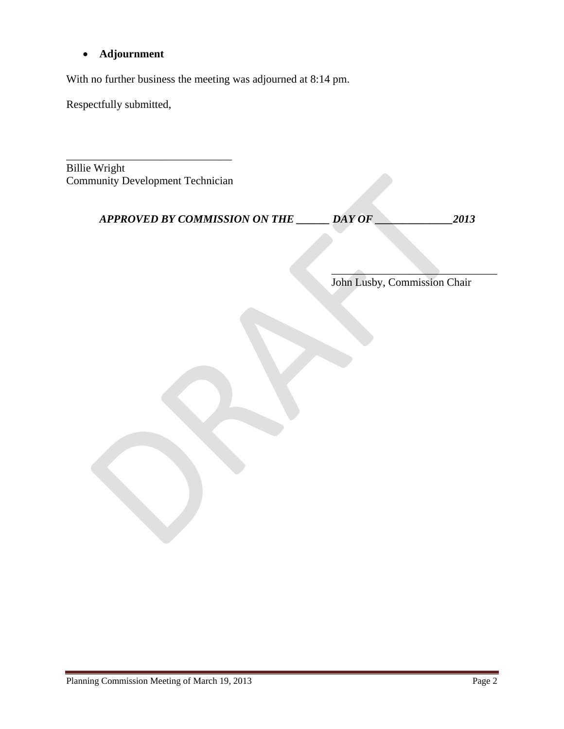- **Adjournment**

With no further business the meeting was adjourned at 8:14 pm.

Respectfully submitted,

_______________________________
Billie Wright
Community Development Technician

***APPROVED BY COMMISSION ON THE ______ DAY OF ______________2013***

_______________________________
John Lusby, Commission Chair